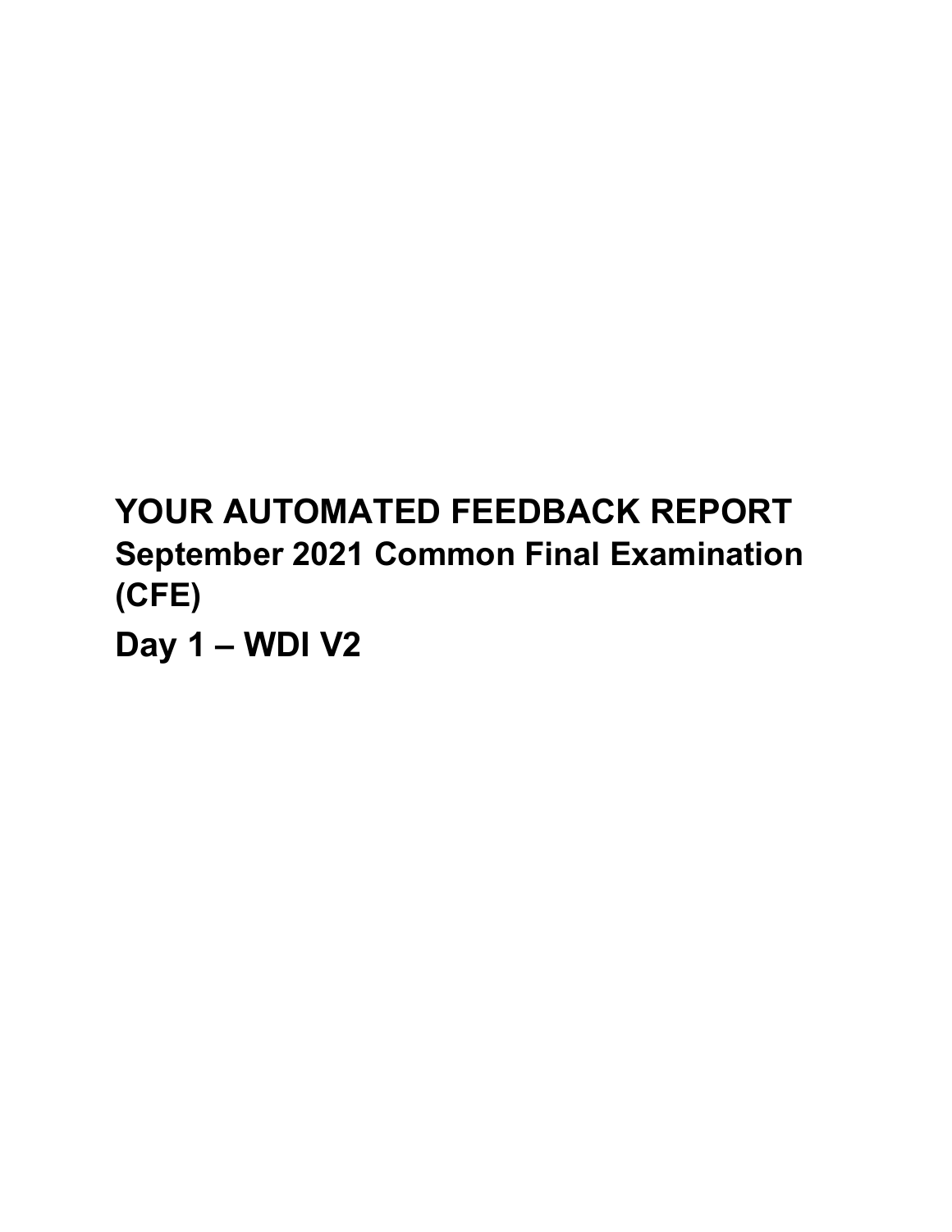# YOUR AUTOMATED FEEDBACK REPORT

## September 2021 Common Final Examination (CFE)

## Day 1 – WDI V2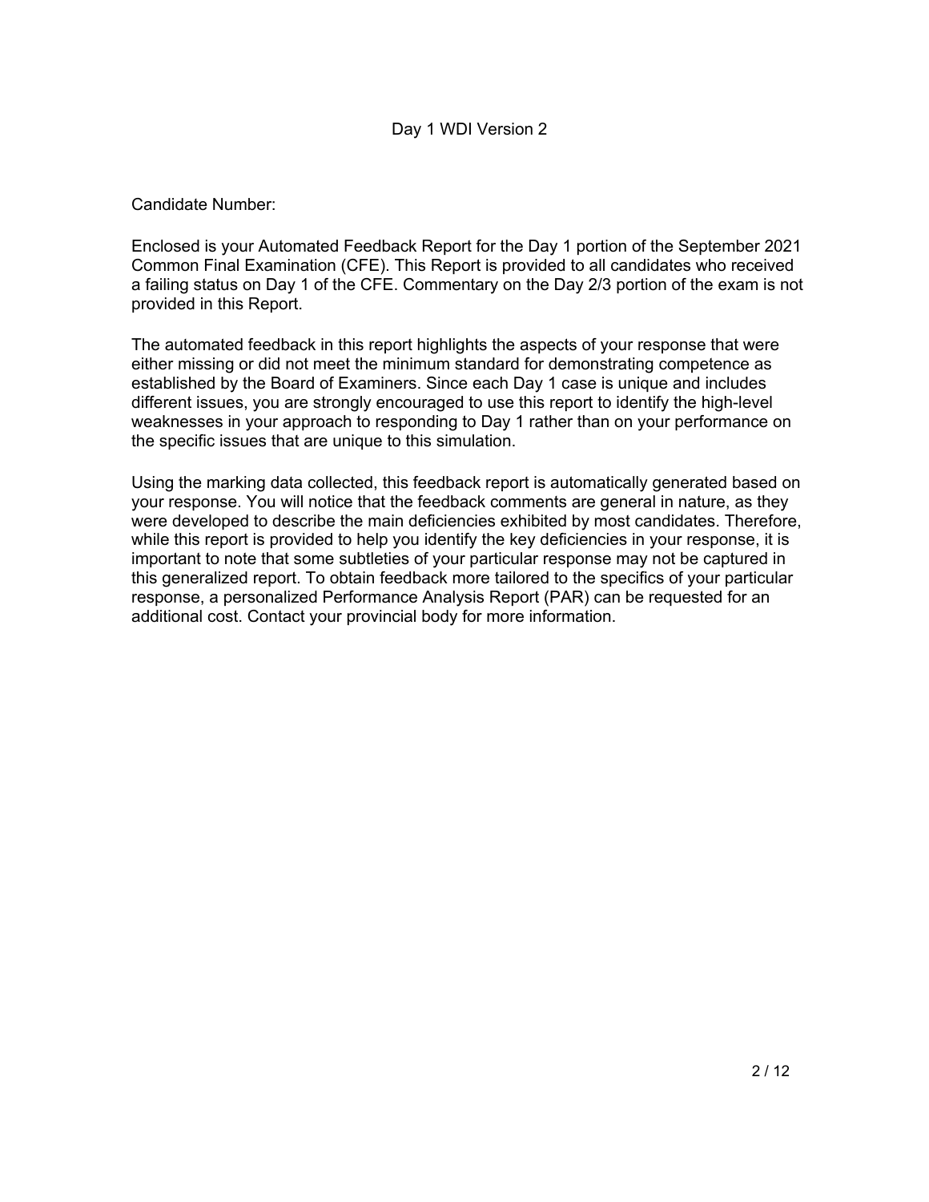Day 1 WDI Version 2

Candidate Number:

Enclosed is your Automated Feedback Report for the Day 1 portion of the September 2021 Common Final Examination (CFE). This Report is provided to all candidates who received a failing status on Day 1 of the CFE. Commentary on the Day 2/3 portion of the exam is not provided in this Report.

The automated feedback in this report highlights the aspects of your response that were either missing or did not meet the minimum standard for demonstrating competence as established by the Board of Examiners. Since each Day 1 case is unique and includes different issues, you are strongly encouraged to use this report to identify the high-level weaknesses in your approach to responding to Day 1 rather than on your performance on the specific issues that are unique to this simulation.

Using the marking data collected, this feedback report is automatically generated based on your response. You will notice that the feedback comments are general in nature, as they were developed to describe the main deficiencies exhibited by most candidates. Therefore, while this report is provided to help you identify the key deficiencies in your response, it is important to note that some subtleties of your particular response may not be captured in this generalized report. To obtain feedback more tailored to the specifics of your particular response, a personalized Performance Analysis Report (PAR) can be requested for an additional cost. Contact your provincial body for more information.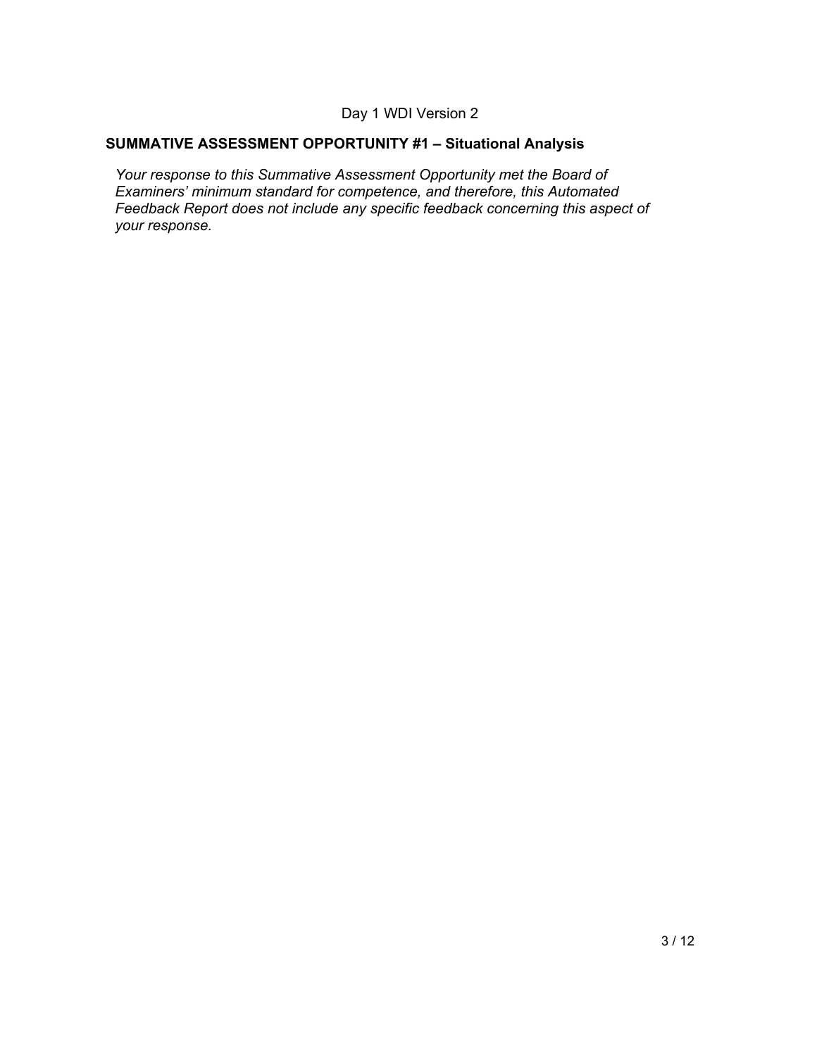Day 1 WDI Version 2

## SUMMATIVE ASSESSMENT OPPORTUNITY #1 – Situational Analysis

*Your response to this Summative Assessment Opportunity met the Board of Examiners' minimum standard for competence, and therefore, this Automated Feedback Report does not include any specific feedback concerning this aspect of your response.*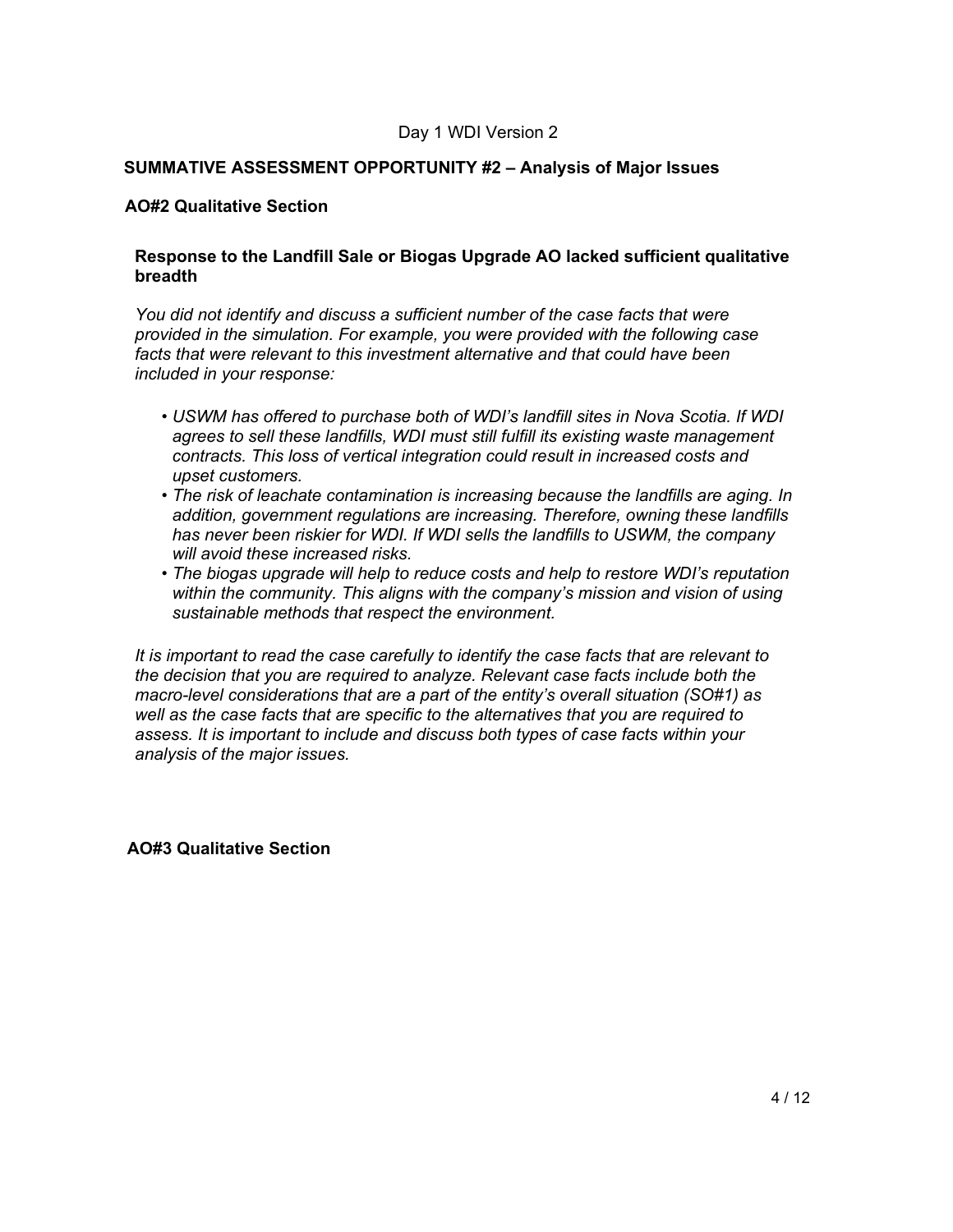Day 1 WDI Version 2

## SUMMATIVE ASSESSMENT OPPORTUNITY #2 – Analysis of Major Issues

### AO#2 Qualitative Section

**Response to the Landfill Sale or Biogas Upgrade AO lacked sufficient qualitative breadth**

*You did not identify and discuss a sufficient number of the case facts that were provided in the simulation. For example, you were provided with the following case facts that were relevant to this investment alternative and that could have been included in your response:*

- *USWM has offered to purchase both of WDI's landfill sites in Nova Scotia. If WDI agrees to sell these landfills, WDI must still fulfill its existing waste management contracts. This loss of vertical integration could result in increased costs and upset customers.*
- *The risk of leachate contamination is increasing because the landfills are aging. In addition, government regulations are increasing. Therefore, owning these landfills has never been riskier for WDI. If WDI sells the landfills to USWM, the company will avoid these increased risks.*
- *The biogas upgrade will help to reduce costs and help to restore WDI's reputation within the community. This aligns with the company's mission and vision of using sustainable methods that respect the environment.*

*It is important to read the case carefully to identify the case facts that are relevant to the decision that you are required to analyze. Relevant case facts include both the macro-level considerations that are a part of the entity's overall situation (SO#1) as well as the case facts that are specific to the alternatives that you are required to assess. It is important to include and discuss both types of case facts within your analysis of the major issues.*

### AO#3 Qualitative Section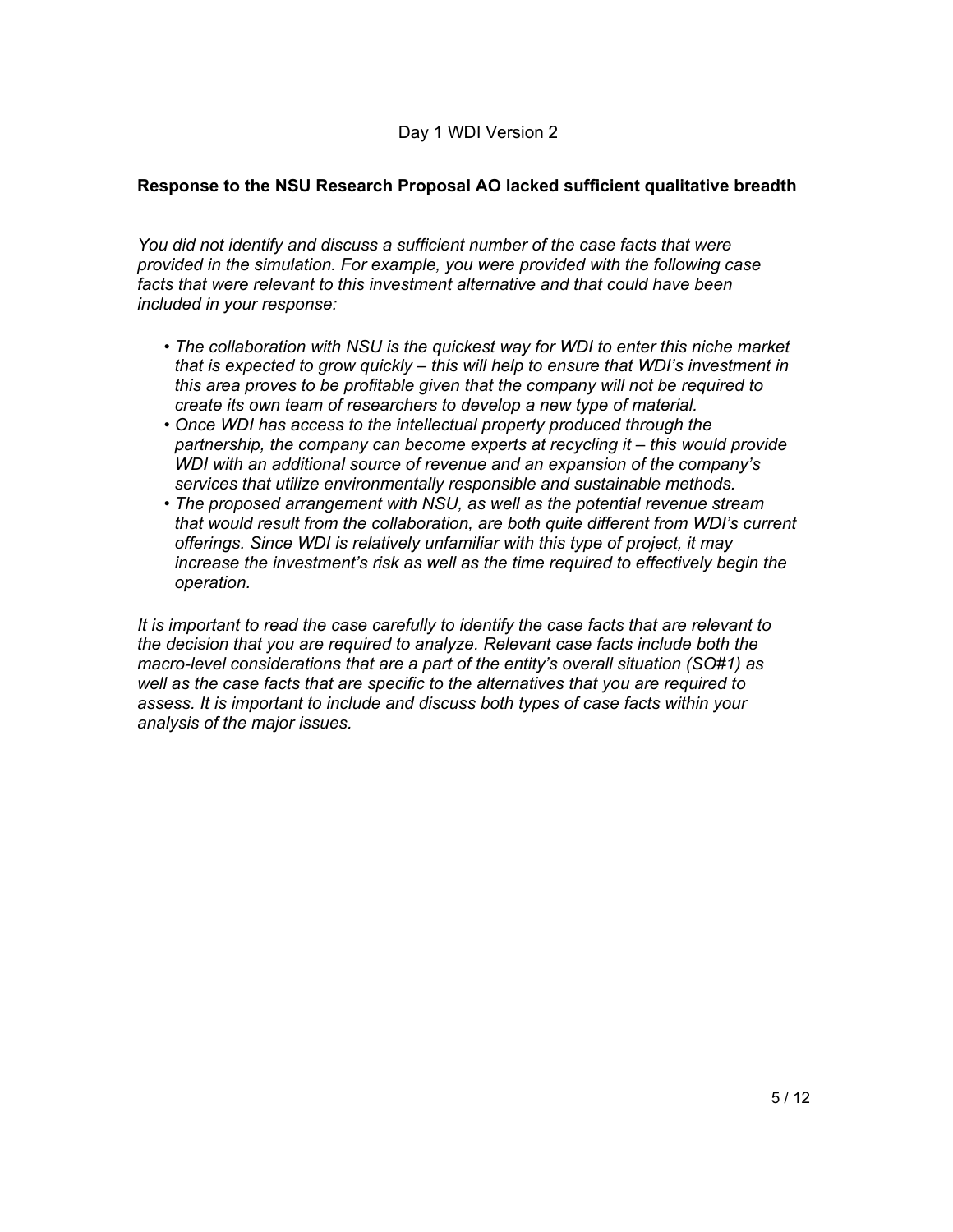Day 1 WDI Version 2

**Response to the NSU Research Proposal AO lacked sufficient qualitative breadth**

*You did not identify and discuss a sufficient number of the case facts that were provided in the simulation. For example, you were provided with the following case facts that were relevant to this investment alternative and that could have been included in your response:*

- *The collaboration with NSU is the quickest way for WDI to enter this niche market that is expected to grow quickly – this will help to ensure that WDI's investment in this area proves to be profitable given that the company will not be required to create its own team of researchers to develop a new type of material.*
- *Once WDI has access to the intellectual property produced through the partnership, the company can become experts at recycling it – this would provide WDI with an additional source of revenue and an expansion of the company's services that utilize environmentally responsible and sustainable methods.*
- *The proposed arrangement with NSU, as well as the potential revenue stream that would result from the collaboration, are both quite different from WDI's current offerings. Since WDI is relatively unfamiliar with this type of project, it may increase the investment's risk as well as the time required to effectively begin the operation.*

*It is important to read the case carefully to identify the case facts that are relevant to the decision that you are required to analyze. Relevant case facts include both the macro-level considerations that are a part of the entity's overall situation (SO#1) as well as the case facts that are specific to the alternatives that you are required to assess. It is important to include and discuss both types of case facts within your analysis of the major issues.*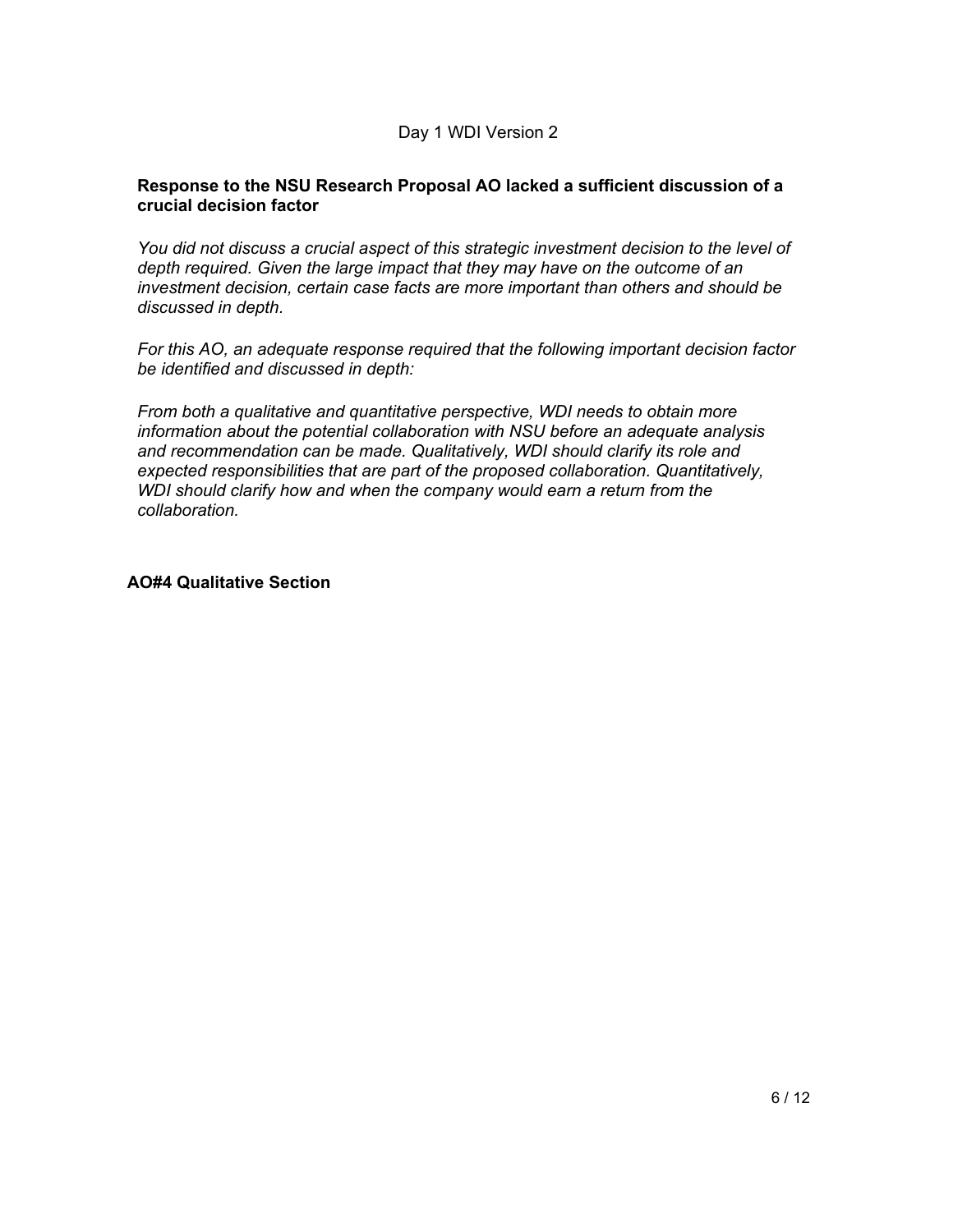Day 1 WDI Version 2

**Response to the NSU Research Proposal AO lacked a sufficient discussion of a crucial decision factor**

*You did not discuss a crucial aspect of this strategic investment decision to the level of depth required. Given the large impact that they may have on the outcome of an investment decision, certain case facts are more important than others and should be discussed in depth.*

*For this AO, an adequate response required that the following important decision factor be identified and discussed in depth:*

*From both a qualitative and quantitative perspective, WDI needs to obtain more information about the potential collaboration with NSU before an adequate analysis and recommendation can be made. Qualitatively, WDI should clarify its role and expected responsibilities that are part of the proposed collaboration. Quantitatively, WDI should clarify how and when the company would earn a return from the collaboration.*

**AO#4 Qualitative Section**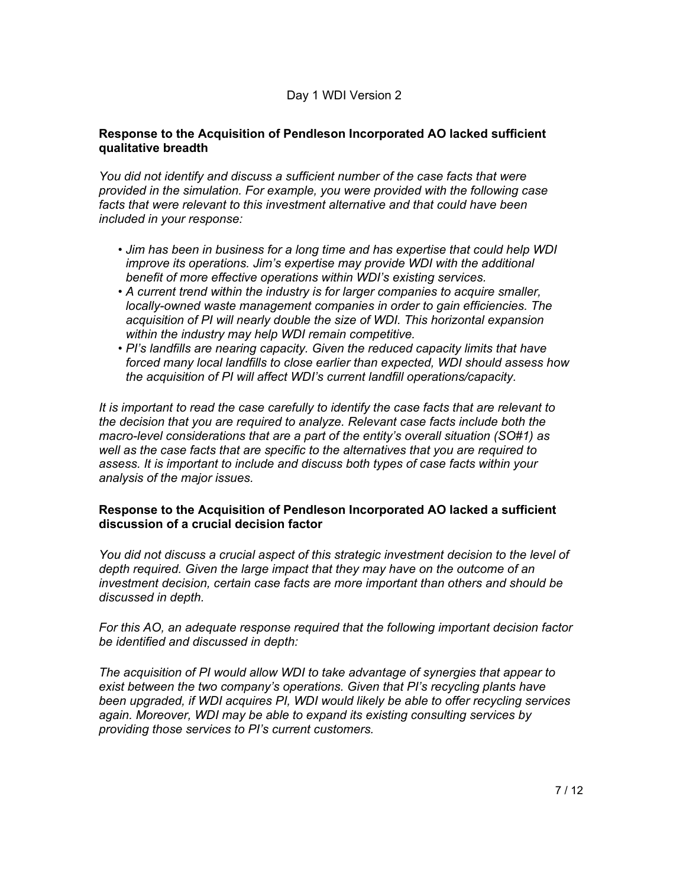Day 1 WDI Version 2

**Response to the Acquisition of Pendleson Incorporated AO lacked sufficient qualitative breadth**

*You did not identify and discuss a sufficient number of the case facts that were provided in the simulation. For example, you were provided with the following case facts that were relevant to this investment alternative and that could have been included in your response:*

- *Jim has been in business for a long time and has expertise that could help WDI improve its operations. Jim's expertise may provide WDI with the additional benefit of more effective operations within WDI's existing services.*
- *A current trend within the industry is for larger companies to acquire smaller, locally-owned waste management companies in order to gain efficiencies. The acquisition of PI will nearly double the size of WDI. This horizontal expansion within the industry may help WDI remain competitive.*
- *PI's landfills are nearing capacity. Given the reduced capacity limits that have forced many local landfills to close earlier than expected, WDI should assess how the acquisition of PI will affect WDI's current landfill operations/capacity.*

*It is important to read the case carefully to identify the case facts that are relevant to the decision that you are required to analyze. Relevant case facts include both the macro-level considerations that are a part of the entity's overall situation (SO#1) as well as the case facts that are specific to the alternatives that you are required to assess. It is important to include and discuss both types of case facts within your analysis of the major issues.*

**Response to the Acquisition of Pendleson Incorporated AO lacked a sufficient discussion of a crucial decision factor**

*You did not discuss a crucial aspect of this strategic investment decision to the level of depth required. Given the large impact that they may have on the outcome of an investment decision, certain case facts are more important than others and should be discussed in depth.*

*For this AO, an adequate response required that the following important decision factor be identified and discussed in depth:*

*The acquisition of PI would allow WDI to take advantage of synergies that appear to exist between the two company's operations. Given that PI's recycling plants have been upgraded, if WDI acquires PI, WDI would likely be able to offer recycling services again. Moreover, WDI may be able to expand its existing consulting services by providing those services to PI's current customers.*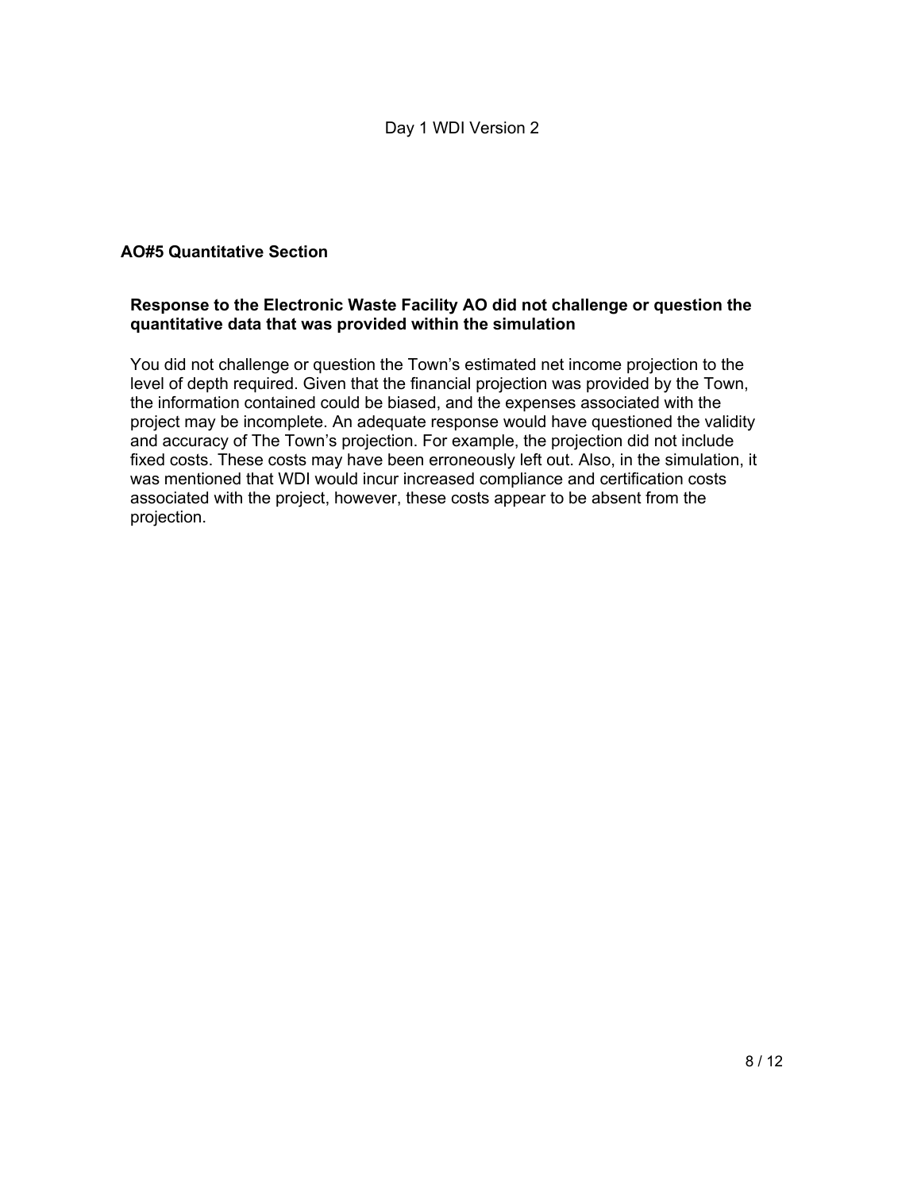### AO#5 Quantitative Section

**Response to the Electronic Waste Facility AO did not challenge or question the quantitative data that was provided within the simulation**

You did not challenge or question the Town's estimated net income projection to the level of depth required. Given that the financial projection was provided by the Town, the information contained could be biased, and the expenses associated with the project may be incomplete. An adequate response would have questioned the validity and accuracy of The Town's projection. For example, the projection did not include fixed costs. These costs may have been erroneously left out. Also, in the simulation, it was mentioned that WDI would incur increased compliance and certification costs associated with the project, however, these costs appear to be absent from the projection.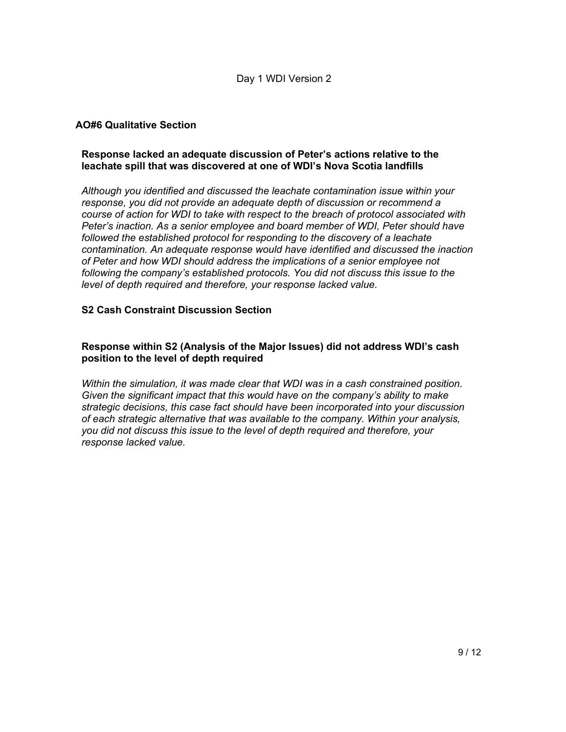Day 1 WDI Version 2

## AO#6 Qualitative Section

### Response lacked an adequate discussion of Peter's actions relative to the leachate spill that was discovered at one of WDI's Nova Scotia landfills

*Although you identified and discussed the leachate contamination issue within your response, you did not provide an adequate depth of discussion or recommend a course of action for WDI to take with respect to the breach of protocol associated with Peter's inaction. As a senior employee and board member of WDI, Peter should have followed the established protocol for responding to the discovery of a leachate contamination. An adequate response would have identified and discussed the inaction of Peter and how WDI should address the implications of a senior employee not following the company's established protocols. You did not discuss this issue to the level of depth required and therefore, your response lacked value.*

## S2 Cash Constraint Discussion Section

### Response within S2 (Analysis of the Major Issues) did not address WDI's cash position to the level of depth required

*Within the simulation, it was made clear that WDI was in a cash constrained position. Given the significant impact that this would have on the company's ability to make strategic decisions, this case fact should have been incorporated into your discussion of each strategic alternative that was available to the company. Within your analysis, you did not discuss this issue to the level of depth required and therefore, your response lacked value.*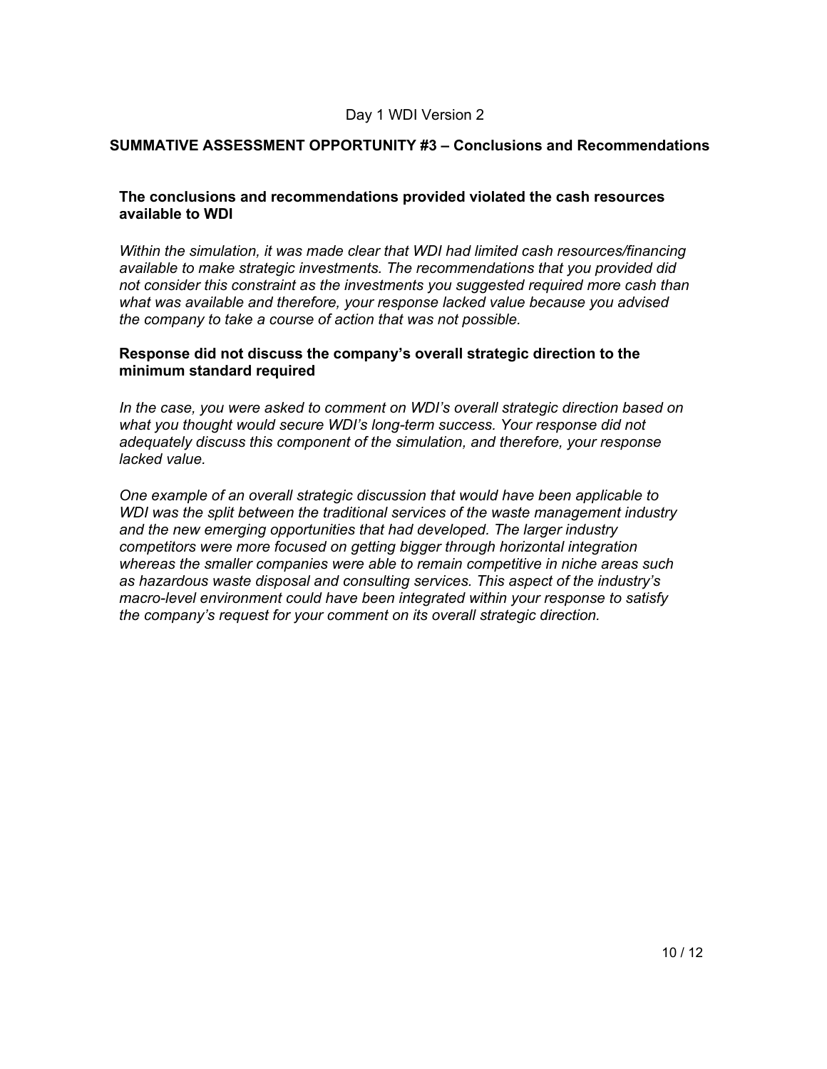Day 1 WDI Version 2

## SUMMATIVE ASSESSMENT OPPORTUNITY #3 – Conclusions and Recommendations

**The conclusions and recommendations provided violated the cash resources available to WDI**

*Within the simulation, it was made clear that WDI had limited cash resources/financing available to make strategic investments. The recommendations that you provided did not consider this constraint as the investments you suggested required more cash than what was available and therefore, your response lacked value because you advised the company to take a course of action that was not possible.*

**Response did not discuss the company's overall strategic direction to the minimum standard required**

*In the case, you were asked to comment on WDI's overall strategic direction based on what you thought would secure WDI's long-term success. Your response did not adequately discuss this component of the simulation, and therefore, your response lacked value.*

*One example of an overall strategic discussion that would have been applicable to WDI was the split between the traditional services of the waste management industry and the new emerging opportunities that had developed. The larger industry competitors were more focused on getting bigger through horizontal integration whereas the smaller companies were able to remain competitive in niche areas such as hazardous waste disposal and consulting services. This aspect of the industry's macro-level environment could have been integrated within your response to satisfy the company's request for your comment on its overall strategic direction.*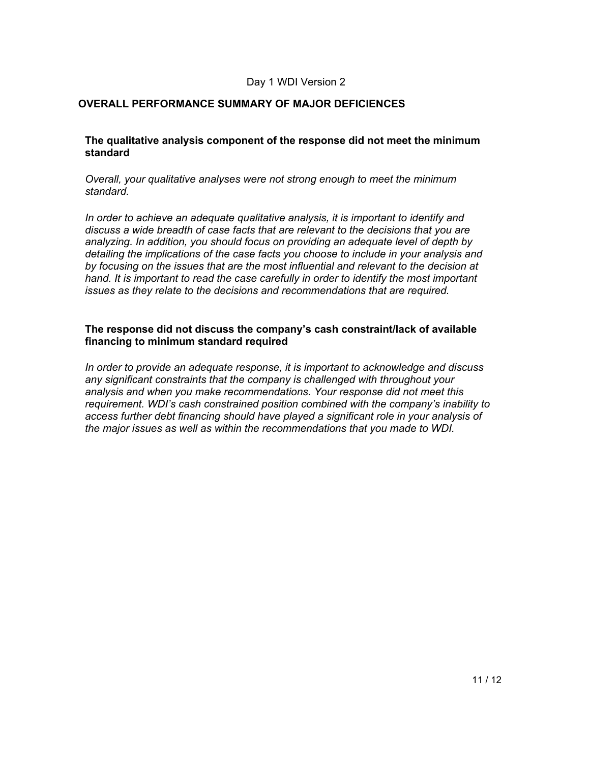Day 1 WDI Version 2

## OVERALL PERFORMANCE SUMMARY OF MAJOR DEFICIENCES

### The qualitative analysis component of the response did not meet the minimum standard

*Overall, your qualitative analyses were not strong enough to meet the minimum standard.*

*In order to achieve an adequate qualitative analysis, it is important to identify and discuss a wide breadth of case facts that are relevant to the decisions that you are analyzing. In addition, you should focus on providing an adequate level of depth by detailing the implications of the case facts you choose to include in your analysis and by focusing on the issues that are the most influential and relevant to the decision at hand. It is important to read the case carefully in order to identify the most important issues as they relate to the decisions and recommendations that are required.*

### The response did not discuss the company's cash constraint/lack of available financing to minimum standard required

*In order to provide an adequate response, it is important to acknowledge and discuss any significant constraints that the company is challenged with throughout your analysis and when you make recommendations. Your response did not meet this requirement. WDI's cash constrained position combined with the company's inability to access further debt financing should have played a significant role in your analysis of the major issues as well as within the recommendations that you made to WDI.*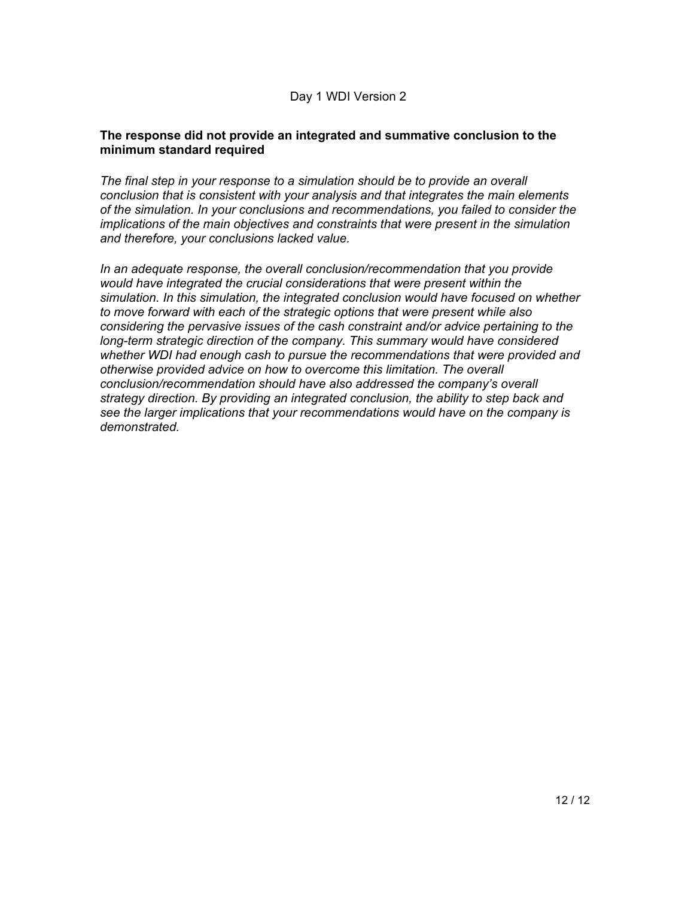Day 1 WDI Version 2

**The response did not provide an integrated and summative conclusion to the minimum standard required**

*The final step in your response to a simulation should be to provide an overall conclusion that is consistent with your analysis and that integrates the main elements of the simulation. In your conclusions and recommendations, you failed to consider the implications of the main objectives and constraints that were present in the simulation and therefore, your conclusions lacked value.*

*In an adequate response, the overall conclusion/recommendation that you provide would have integrated the crucial considerations that were present within the simulation. In this simulation, the integrated conclusion would have focused on whether to move forward with each of the strategic options that were present while also considering the pervasive issues of the cash constraint and/or advice pertaining to the long-term strategic direction of the company. This summary would have considered whether WDI had enough cash to pursue the recommendations that were provided and otherwise provided advice on how to overcome this limitation. The overall conclusion/recommendation should have also addressed the company's overall strategy direction. By providing an integrated conclusion, the ability to step back and see the larger implications that your recommendations would have on the company is demonstrated.*